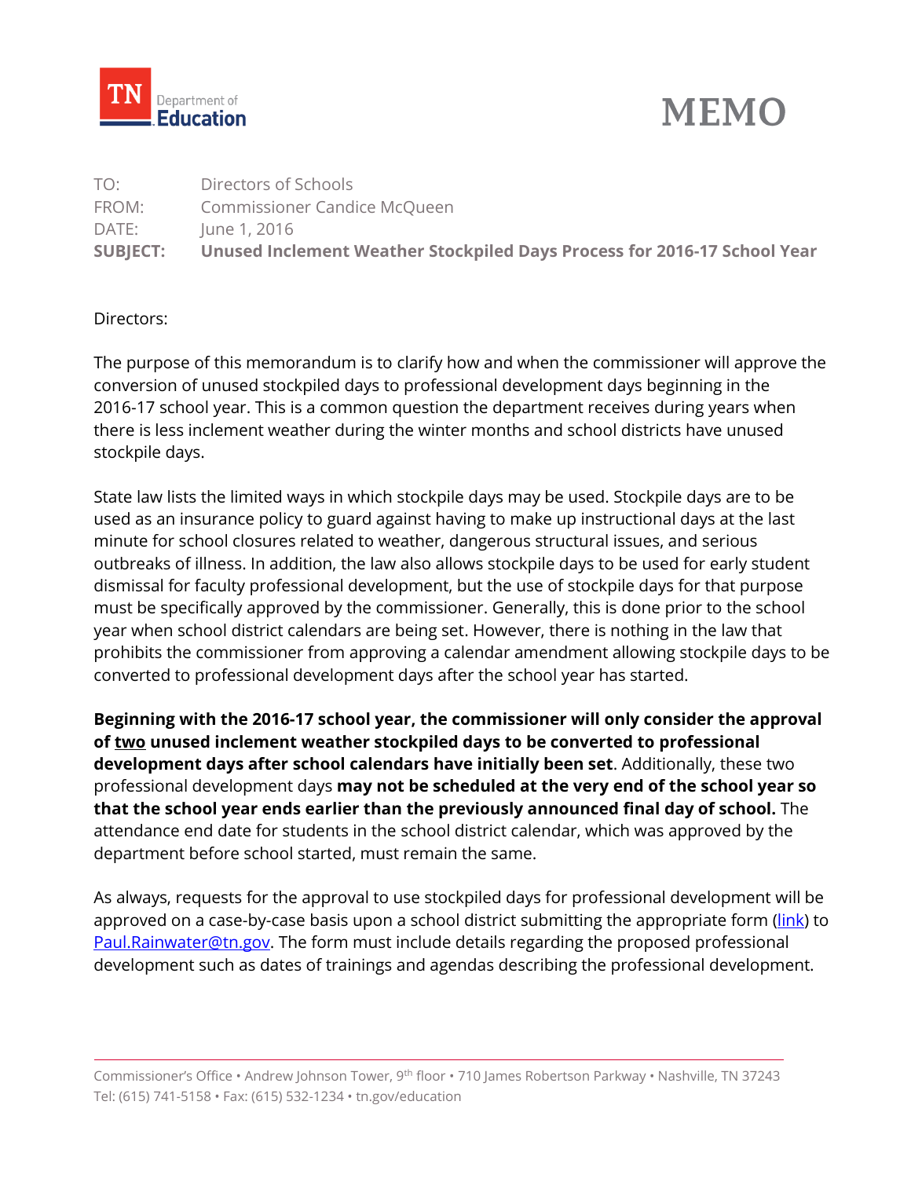TN Department of Education

# MEMO

TO: Directors of Schools
FROM: Commissioner Candice McQueen
DATE: June 1, 2016
**SUBJECT: Unused Inclement Weather Stockpiled Days Process for 2016-17 School Year**

Directors:

The purpose of this memorandum is to clarify how and when the commissioner will approve the conversion of unused stockpiled days to professional development days beginning in the 2016-17 school year. This is a common question the department receives during years when there is less inclement weather during the winter months and school districts have unused stockpile days.

State law lists the limited ways in which stockpile days may be used. Stockpile days are to be used as an insurance policy to guard against having to make up instructional days at the last minute for school closures related to weather, dangerous structural issues, and serious outbreaks of illness. In addition, the law also allows stockpile days to be used for early student dismissal for faculty professional development, but the use of stockpile days for that purpose must be specifically approved by the commissioner. Generally, this is done prior to the school year when school district calendars are being set. However, there is nothing in the law that prohibits the commissioner from approving a calendar amendment allowing stockpile days to be converted to professional development days after the school year has started.

**Beginning with the 2016-17 school year, the commissioner will only consider the approval of <u>two</u> unused inclement weather stockpiled days to be converted to professional development days after school calendars have initially been set**. Additionally, these two professional development days **may not be scheduled at the very end of the school year so that the school year ends earlier than the previously announced final day of school.** The attendance end date for students in the school district calendar, which was approved by the department before school started, must remain the same.

As always, requests for the approval to use stockpiled days for professional development will be approved on a case-by-case basis upon a school district submitting the appropriate form (link) to Paul.Rainwater@tn.gov. The form must include details regarding the proposed professional development such as dates of trainings and agendas describing the professional development.

Commissioner's Office • Andrew Johnson Tower, 9th floor • 710 James Robertson Parkway • Nashville, TN 37243
Tel: (615) 741-5158 • Fax: (615) 532-1234 • tn.gov/education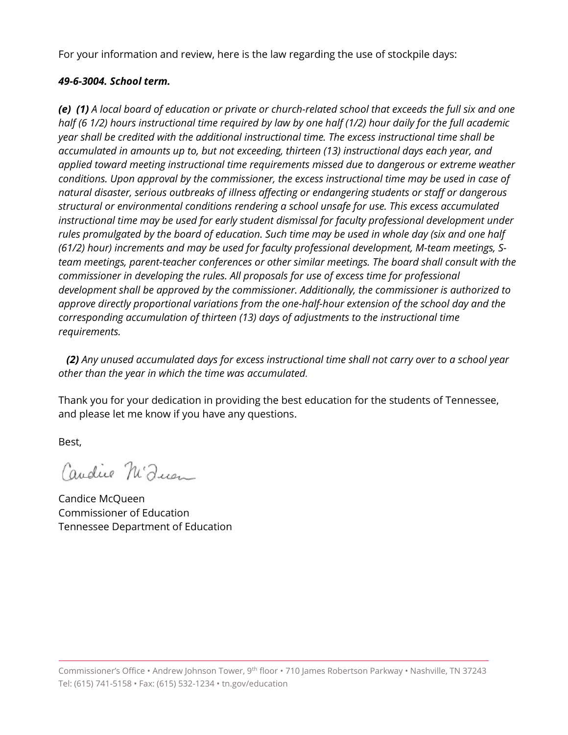For your information and review, here is the law regarding the use of stockpile days:

***49-6-3004. School term.***

***(e) (1)*** *A local board of education or private or church-related school that exceeds the full six and one half (6 1/2) hours instructional time required by law by one half (1/2) hour daily for the full academic year shall be credited with the additional instructional time. The excess instructional time shall be accumulated in amounts up to, but not exceeding, thirteen (13) instructional days each year, and applied toward meeting instructional time requirements missed due to dangerous or extreme weather conditions. Upon approval by the commissioner, the excess instructional time may be used in case of natural disaster, serious outbreaks of illness affecting or endangering students or staff or dangerous structural or environmental conditions rendering a school unsafe for use. This excess accumulated instructional time may be used for early student dismissal for faculty professional development under rules promulgated by the board of education. Such time may be used in whole day (six and one half (61/2) hour) increments and may be used for faculty professional development, M-team meetings, S-team meetings, parent-teacher conferences or other similar meetings. The board shall consult with the commissioner in developing the rules. All proposals for use of excess time for professional development shall be approved by the commissioner. Additionally, the commissioner is authorized to approve directly proportional variations from the one-half-hour extension of the school day and the corresponding accumulation of thirteen (13) days of adjustments to the instructional time requirements.*

***(2)*** *Any unused accumulated days for excess instructional time shall not carry over to a school year other than the year in which the time was accumulated.*

Thank you for your dedication in providing the best education for the students of Tennessee, and please let me know if you have any questions.

Best,

Candice McQueen
Commissioner of Education
Tennessee Department of Education